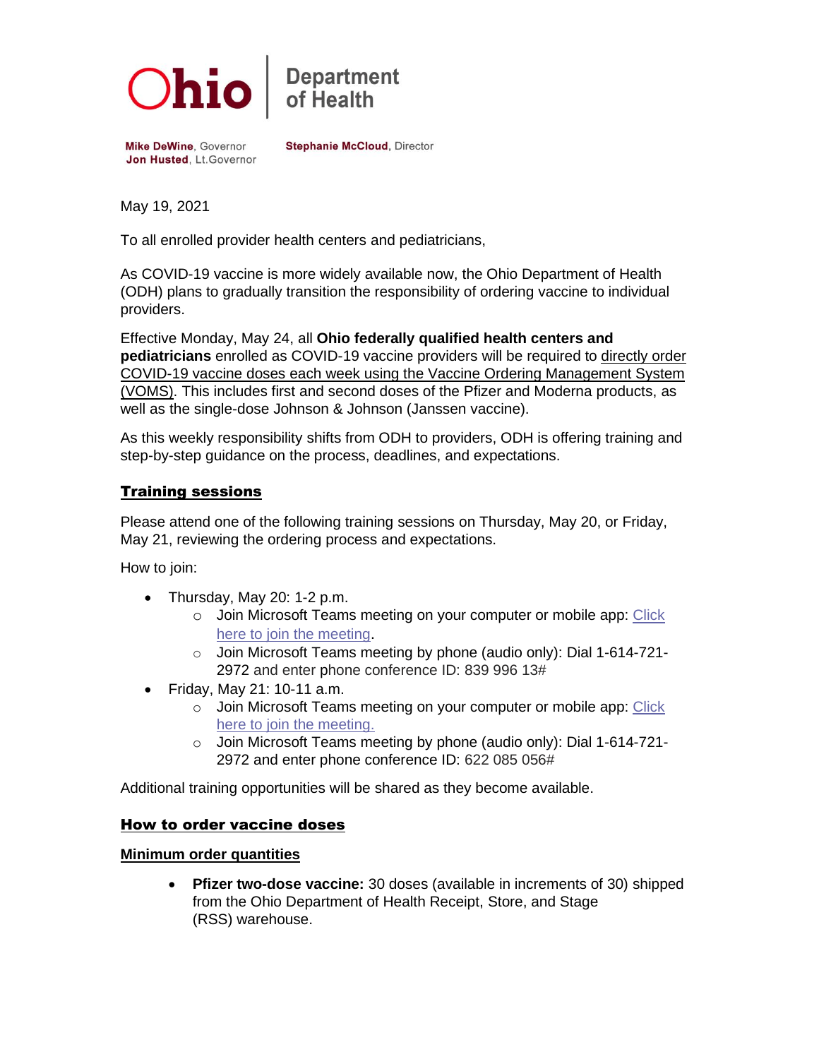Ohio | Department of Health

**Mike DeWine**, Governor
**Jon Husted**, Lt.Governor

**Stephanie McCloud**, Director

May 19, 2021

To all enrolled provider health centers and pediatricians,

As COVID-19 vaccine is more widely available now, the Ohio Department of Health (ODH) plans to gradually transition the responsibility of ordering vaccine to individual providers.

Effective Monday, May 24, all **Ohio federally qualified health centers and pediatricians** enrolled as COVID-19 vaccine providers will be required to directly order COVID-19 vaccine doses each week using the Vaccine Ordering Management System (VOMS). This includes first and second doses of the Pfizer and Moderna products, as well as the single-dose Johnson & Johnson (Janssen vaccine).

As this weekly responsibility shifts from ODH to providers, ODH is offering training and step-by-step guidance on the process, deadlines, and expectations.

## Training sessions

Please attend one of the following training sessions on Thursday, May 20, or Friday, May 21, reviewing the ordering process and expectations.

How to join:

- Thursday, May 20: 1-2 p.m.
  - Join Microsoft Teams meeting on your computer or mobile app: Click here to join the meeting.
  - Join Microsoft Teams meeting by phone (audio only): Dial 1-614-721-2972 and enter phone conference ID: 839 996 13#
- Friday, May 21: 10-11 a.m.
  - Join Microsoft Teams meeting on your computer or mobile app: Click here to join the meeting.
  - Join Microsoft Teams meeting by phone (audio only): Dial 1-614-721-2972 and enter phone conference ID: 622 085 056#

Additional training opportunities will be shared as they become available.

## How to order vaccine doses

### Minimum order quantities

- **Pfizer two-dose vaccine:** 30 doses (available in increments of 30) shipped from the Ohio Department of Health Receipt, Store, and Stage (RSS) warehouse.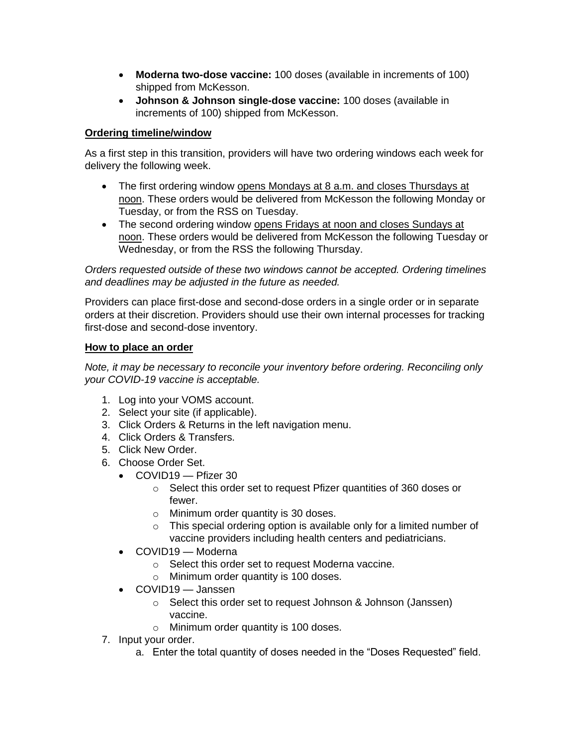- **Moderna two-dose vaccine:** 100 doses (available in increments of 100) shipped from McKesson.
- **Johnson & Johnson single-dose vaccine:** 100 doses (available in increments of 100) shipped from McKesson.

**Ordering timeline/window**

As a first step in this transition, providers will have two ordering windows each week for delivery the following week.

- The first ordering window opens Mondays at 8 a.m. and closes Thursdays at noon. These orders would be delivered from McKesson the following Monday or Tuesday, or from the RSS on Tuesday.
- The second ordering window opens Fridays at noon and closes Sundays at noon. These orders would be delivered from McKesson the following Tuesday or Wednesday, or from the RSS the following Thursday.

*Orders requested outside of these two windows cannot be accepted. Ordering timelines and deadlines may be adjusted in the future as needed.*

Providers can place first-dose and second-dose orders in a single order or in separate orders at their discretion. Providers should use their own internal processes for tracking first-dose and second-dose inventory.

**How to place an order**

*Note, it may be necessary to reconcile your inventory before ordering. Reconciling only your COVID-19 vaccine is acceptable.*

1. Log into your VOMS account.
2. Select your site (if applicable).
3. Click Orders & Returns in the left navigation menu.
4. Click Orders & Transfers.
5. Click New Order.
6. Choose Order Set.
   - COVID19 — Pfizer 30
     - Select this order set to request Pfizer quantities of 360 doses or fewer.
     - Minimum order quantity is 30 doses.
     - This special ordering option is available only for a limited number of vaccine providers including health centers and pediatricians.
   - COVID19 — Moderna
     - Select this order set to request Moderna vaccine.
     - Minimum order quantity is 100 doses.
   - COVID19 — Janssen
     - Select this order set to request Johnson & Johnson (Janssen) vaccine.
     - Minimum order quantity is 100 doses.
7. Input your order.
   a. Enter the total quantity of doses needed in the "Doses Requested" field.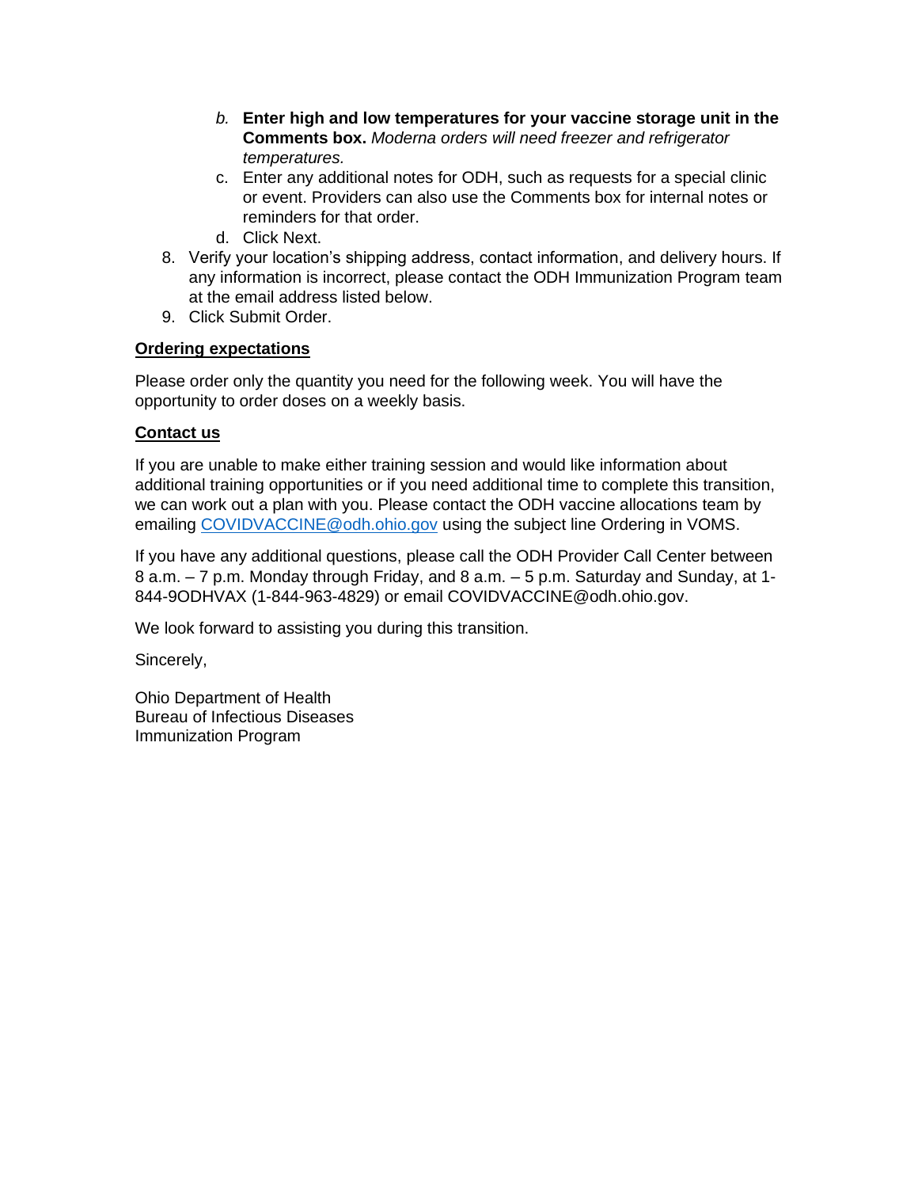b. **Enter high and low temperatures for your vaccine storage unit in the Comments box.** *Moderna orders will need freezer and refrigerator temperatures.*
   c. Enter any additional notes for ODH, such as requests for a special clinic or event. Providers can also use the Comments box for internal notes or reminders for that order.
   d. Click Next.
8. Verify your location's shipping address, contact information, and delivery hours. If any information is incorrect, please contact the ODH Immunization Program team at the email address listed below.
9. Click Submit Order.

**Ordering expectations**

Please order only the quantity you need for the following week. You will have the opportunity to order doses on a weekly basis.

**Contact us**

If you are unable to make either training session and would like information about additional training opportunities or if you need additional time to complete this transition, we can work out a plan with you. Please contact the ODH vaccine allocations team by emailing COVIDVACCINE@odh.ohio.gov using the subject line Ordering in VOMS.

If you have any additional questions, please call the ODH Provider Call Center between 8 a.m. – 7 p.m. Monday through Friday, and 8 a.m. – 5 p.m. Saturday and Sunday, at 1-844-9ODHVAX (1-844-963-4829) or email COVIDVACCINE@odh.ohio.gov.

We look forward to assisting you during this transition.

Sincerely,

Ohio Department of Health
Bureau of Infectious Diseases
Immunization Program